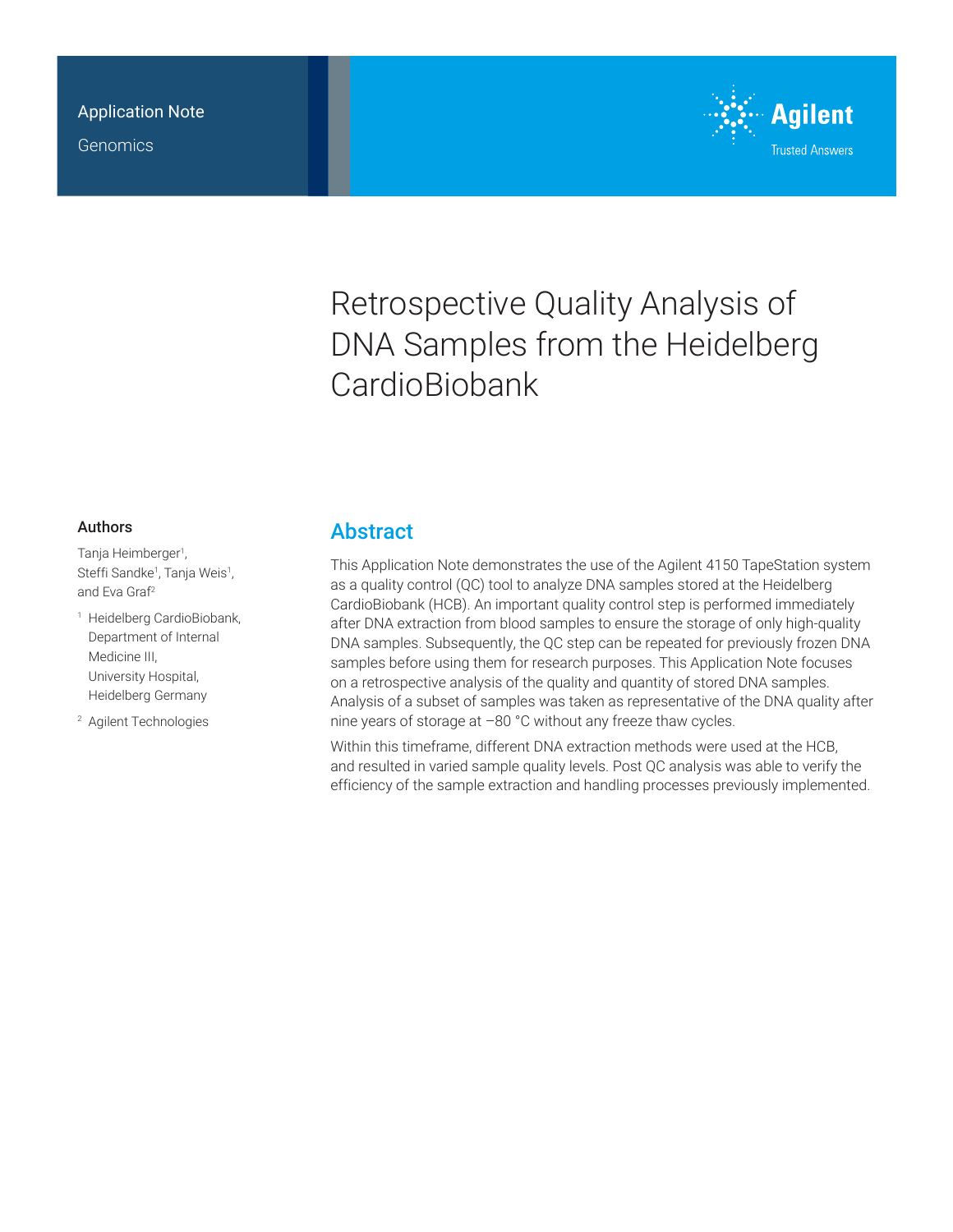Application Note

Genomics

# Retrospective Quality Analysis of DNA Samples from the Heidelberg CardioBiobank

## Authors

Tanja Heimberger[1], Steffi Sandke[1], Tanja Weis[1], and Eva Graf[2]

[1] Heidelberg CardioBiobank, Department of Internal Medicine III, University Hospital, Heidelberg Germany

[2] Agilent Technologies

## Abstract

This Application Note demonstrates the use of the Agilent 4150 TapeStation system as a quality control (QC) tool to analyze DNA samples stored at the Heidelberg CardioBiobank (HCB). An important quality control step is performed immediately after DNA extraction from blood samples to ensure the storage of only high-quality DNA samples. Subsequently, the QC step can be repeated for previously frozen DNA samples before using them for research purposes. This Application Note focuses on a retrospective analysis of the quality and quantity of stored DNA samples. Analysis of a subset of samples was taken as representative of the DNA quality after nine years of storage at –80 °C without any freeze thaw cycles.

Within this timeframe, different DNA extraction methods were used at the HCB, and resulted in varied sample quality levels. Post QC analysis was able to verify the efficiency of the sample extraction and handling processes previously implemented.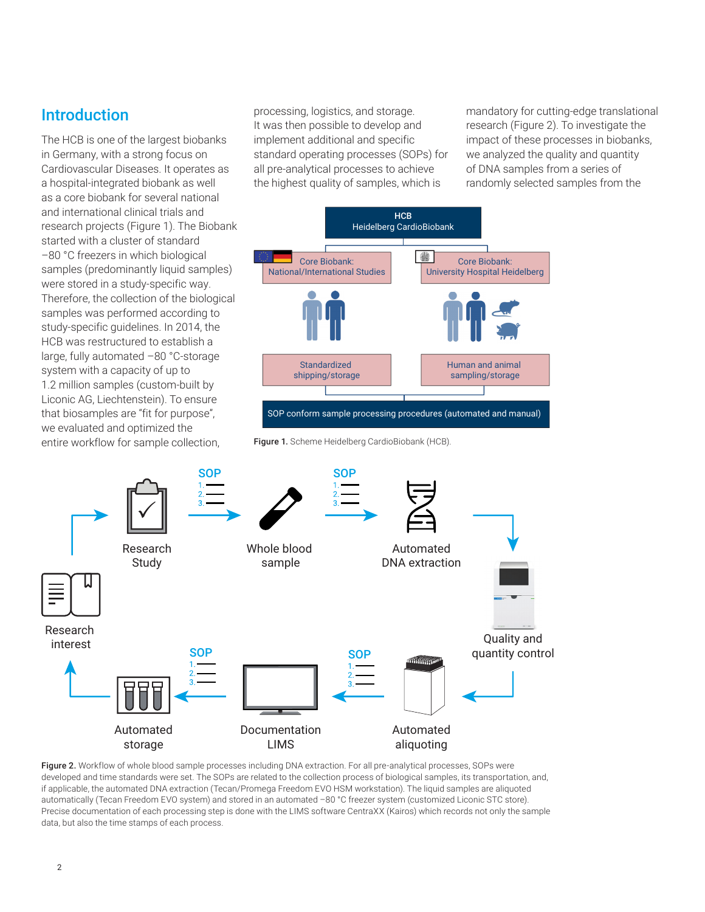## Introduction

The HCB is one of the largest biobanks in Germany, with a strong focus on Cardiovascular Diseases. It operates as a hospital-integrated biobank as well as a core biobank for several national and international clinical trials and research projects (Figure 1). The Biobank started with a cluster of standard −80 °C freezers in which biological samples (predominantly liquid samples) were stored in a study-specific way. Therefore, the collection of the biological samples was performed according to study-specific guidelines. In 2014, the HCB was restructured to establish a large, fully automated −80 °C-storage system with a capacity of up to 1.2 million samples (custom-built by Liconic AG, Liechtenstein). To ensure that biosamples are "fit for purpose", we evaluated and optimized the entire workflow for sample collection, processing, logistics, and storage. It was then possible to develop and implement additional and specific standard operating processes (SOPs) for all pre-analytical processes to achieve the highest quality of samples, which is mandatory for cutting-edge translational research (Figure 2). To investigate the impact of these processes in biobanks, we analyzed the quality and quantity of DNA samples from a series of randomly selected samples from the

HCB
Heidelberg CardioBiobank

Core Biobank:
National/International Studies

Core Biobank:
University Hospital Heidelberg

Standardized
shipping/storage

Human and animal
sampling/storage

SOP conform sample processing procedures (automated and manual)

**Figure 1.** Scheme Heidelberg CardioBiobank (HCB).

Research interest

Research Study

SOP
1.
2.
3.

Whole blood sample

SOP
1.
2.
3.

Automated DNA extraction

Quality and quantity control

Automated aliquoting

SOP
1.
2.
3.

Documentation LIMS

SOP
1.
2.
3.

Automated storage

**Figure 2.** Workflow of whole blood sample processes including DNA extraction. For all pre-analytical processes, SOPs were developed and time standards were set. The SOPs are related to the collection process of biological samples, its transportation, and, if applicable, the automated DNA extraction (Tecan/Promega Freedom EVO HSM workstation). The liquid samples are aliquoted automatically (Tecan Freedom EVO system) and stored in an automated −80 °C freezer system (customized Liconic STC store). Precise documentation of each processing step is done with the LIMS software CentraXX (Kairos) which records not only the sample data, but also the time stamps of each process.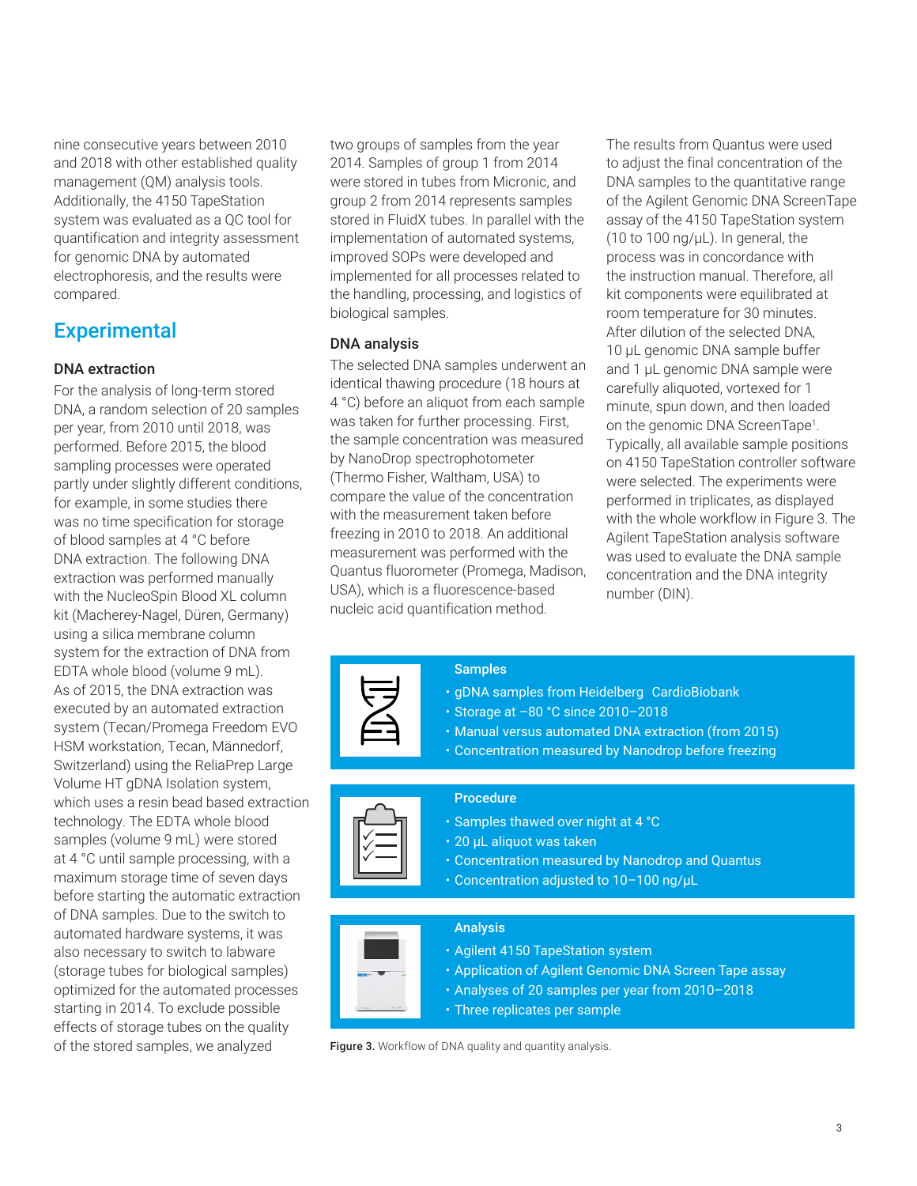nine consecutive years between 2010 and 2018 with other established quality management (QM) analysis tools. Additionally, the 4150 TapeStation system was evaluated as a QC tool for quantification and integrity assessment for genomic DNA by automated electrophoresis, and the results were compared.

## Experimental

### DNA extraction

For the analysis of long-term stored DNA, a random selection of 20 samples per year, from 2010 until 2018, was performed. Before 2015, the blood sampling processes were operated partly under slightly different conditions, for example, in some studies there was no time specification for storage of blood samples at 4 °C before DNA extraction. The following DNA extraction was performed manually with the NucleoSpin Blood XL column kit (Macherey-Nagel, Düren, Germany) using a silica membrane column system for the extraction of DNA from EDTA whole blood (volume 9 mL). As of 2015, the DNA extraction was executed by an automated extraction system (Tecan/Promega Freedom EVO HSM workstation, Tecan, Männedorf, Switzerland) using the ReliaPrep Large Volume HT gDNA Isolation system, which uses a resin bead based extraction technology. The EDTA whole blood samples (volume 9 mL) were stored at 4 °C until sample processing, with a maximum storage time of seven days before starting the automatic extraction of DNA samples. Due to the switch to automated hardware systems, it was also necessary to switch to labware (storage tubes for biological samples) optimized for the automated processes starting in 2014. To exclude possible effects of storage tubes on the quality of the stored samples, we analyzed two groups of samples from the year 2014. Samples of group 1 from 2014 were stored in tubes from Micronic, and group 2 from 2014 represents samples stored in FluidX tubes. In parallel with the implementation of automated systems, improved SOPs were developed and implemented for all processes related to the handling, processing, and logistics of biological samples.

### DNA analysis

The selected DNA samples underwent an identical thawing procedure (18 hours at 4 °C) before an aliquot from each sample was taken for further processing. First, the sample concentration was measured by NanoDrop spectrophotometer (Thermo Fisher, Waltham, USA) to compare the value of the concentration with the measurement taken before freezing in 2010 to 2018. An additional measurement was performed with the Quantus fluorometer (Promega, Madison, USA), which is a fluorescence-based nucleic acid quantification method.

The results from Quantus were used to adjust the final concentration of the DNA samples to the quantitative range of the Agilent Genomic DNA ScreenTape assay of the 4150 TapeStation system (10 to 100 ng/µL). In general, the process was in concordance with the instruction manual. Therefore, all kit components were equilibrated at room temperature for 30 minutes. After dilution of the selected DNA, 10 µL genomic DNA sample buffer and 1 µL genomic DNA sample were carefully aliquoted, vortexed for 1 minute, spun down, and then loaded on the genomic DNA ScreenTape[1]. Typically, all available sample positions on 4150 TapeStation controller software were selected. The experiments were performed in triplicates, as displayed with the whole workflow in Figure 3. The Agilent TapeStation analysis software was used to evaluate the DNA sample concentration and the DNA integrity number (DIN).

**Samples**
- gDNA samples from Heidelberg CardioBiobank
- Storage at –80 °C since 2010–2018
- Manual versus automated DNA extraction (from 2015)
- Concentration measured by Nanodrop before freezing

**Procedure**
- Samples thawed over night at 4 °C
- 20 µL aliquot was taken
- Concentration measured by Nanodrop and Quantus
- Concentration adjusted to 10–100 ng/µL

**Analysis**
- Agilent 4150 TapeStation system
- Application of Agilent Genomic DNA Screen Tape assay
- Analyses of 20 samples per year from 2010–2018
- Three replicates per sample

**Figure 3.** Workflow of DNA quality and quantity analysis.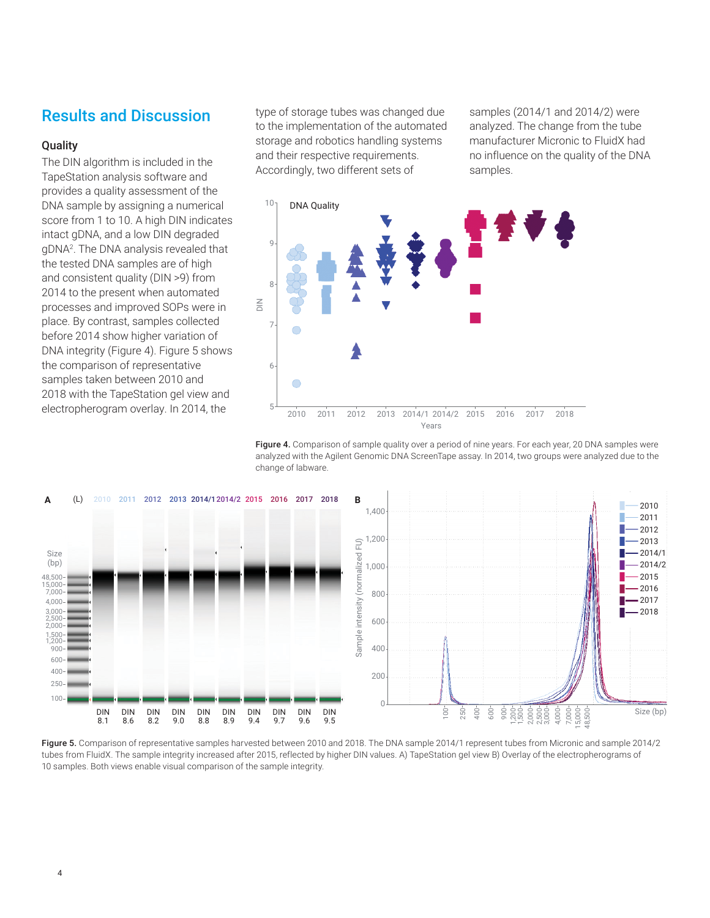## Results and Discussion

### Quality

The DIN algorithm is included in the TapeStation analysis software and provides a quality assessment of the DNA sample by assigning a numerical score from 1 to 10. A high DIN indicates intact gDNA, and a low DIN degraded gDNA[2]. The DNA analysis revealed that the tested DNA samples are of high and consistent quality (DIN >9) from 2014 to the present when automated processes and improved SOPs were in place. By contrast, samples collected before 2014 show higher variation of DNA integrity (Figure 4). Figure 5 shows the comparison of representative samples taken between 2010 and 2018 with the TapeStation gel view and electropherogram overlay. In 2014, the type of storage tubes was changed due to the implementation of the automated storage and robotics handling systems and their respective requirements. Accordingly, two different sets of samples (2014/1 and 2014/2) were analyzed. The change from the tube manufacturer Micronic to FluidX had no influence on the quality of the DNA samples.

DNA Quality

DIN

5
6
7
8
9
10

2010 2011 2012 2013 2014/1 2014/2 2015 2016 2017 2018

Years

**Figure 4.** Comparison of sample quality over a period of nine years. For each year, 20 DNA samples were analyzed with the Agilent Genomic DNA ScreenTape assay. In 2014, two groups were analyzed due to the change of labware.

A

(L) 2010 2011 2012 2013 2014/1 2014/2 2015 2016 2017 2018

Size (bp)

48,500
15,000
7,000
4,000
3,000
2,500
2,000
1,500
1,200
900
600
400
250
100

DIN 8.1 | DIN 8.6 | DIN 8.2 | DIN 9.0 | DIN 8.8 | DIN 8.9 | DIN 9.4 | DIN 9.7 | DIN 9.6 | DIN 9.5

B

Sample intensity (normalized FU)

0
200
400
600
800
1,000
1,200
1,400

100 250 400 600 900 1,200 1,500 2,000 2,500 3,000 4,000 7,000 15,000 48,500

Size (bp)

2010
2011
2012
2013
2014/1
2014/2
2015
2016
2017
2018

**Figure 5.** Comparison of representative samples harvested between 2010 and 2018. The DNA sample 2014/1 represent tubes from Micronic and sample 2014/2 tubes from FluidX. The sample integrity increased after 2015, reflected by higher DIN values. A) TapeStation gel view B) Overlay of the electropherograms of 10 samples. Both views enable visual comparison of the sample integrity.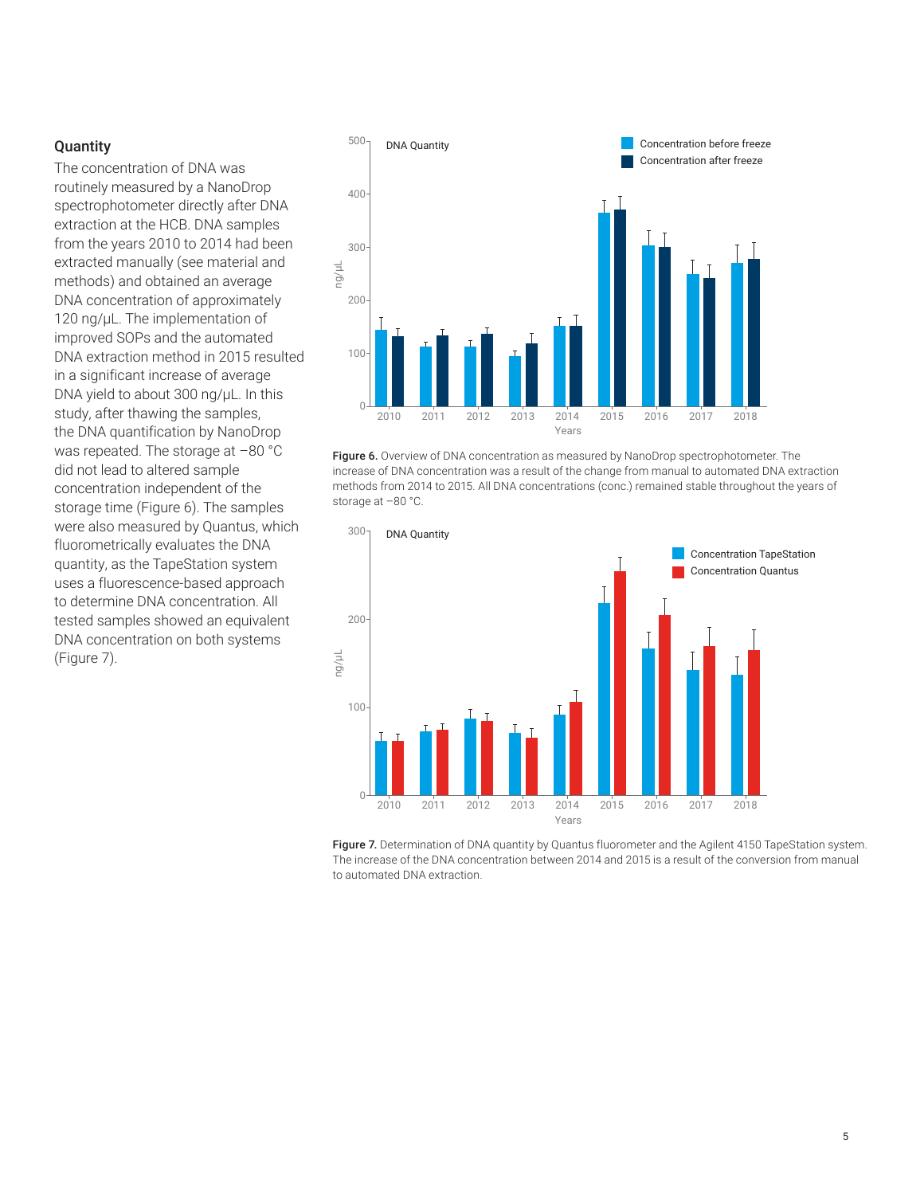## Quantity

The concentration of DNA was routinely measured by a NanoDrop spectrophotometer directly after DNA extraction at the HCB. DNA samples from the years 2010 to 2014 had been extracted manually (see material and methods) and obtained an average DNA concentration of approximately 120 ng/µL. The implementation of improved SOPs and the automated DNA extraction method in 2015 resulted in a significant increase of average DNA yield to about 300 ng/µL. In this study, after thawing the samples, the DNA quantification by NanoDrop was repeated. The storage at –80 °C did not lead to altered sample concentration independent of the storage time (Figure 6). The samples were also measured by Quantus, which fluorometrically evaluates the DNA quantity, as the TapeStation system uses a fluorescence-based approach to determine DNA concentration. All tested samples showed an equivalent DNA concentration on both systems (Figure 7).

DNA Quantity

Concentration before freeze
Concentration after freeze

ng/µL

0
100
200
300
400
500

2010 2011 2012 2013 2014 2015 2016 2017 2018

Years

**Figure 6.** Overview of DNA concentration as measured by NanoDrop spectrophotometer. The increase of DNA concentration was a result of the change from manual to automated DNA extraction methods from 2014 to 2015. All DNA concentrations (conc.) remained stable throughout the years of storage at –80 °C.

DNA Quantity

Concentration TapeStation
Concentration Quantus

ng/µL

0
100
200
300

2010 2011 2012 2013 2014 2015 2016 2017 2018

Years

**Figure 7.** Determination of DNA quantity by Quantus fluorometer and the Agilent 4150 TapeStation system. The increase of the DNA concentration between 2014 and 2015 is a result of the conversion from manual to automated DNA extraction.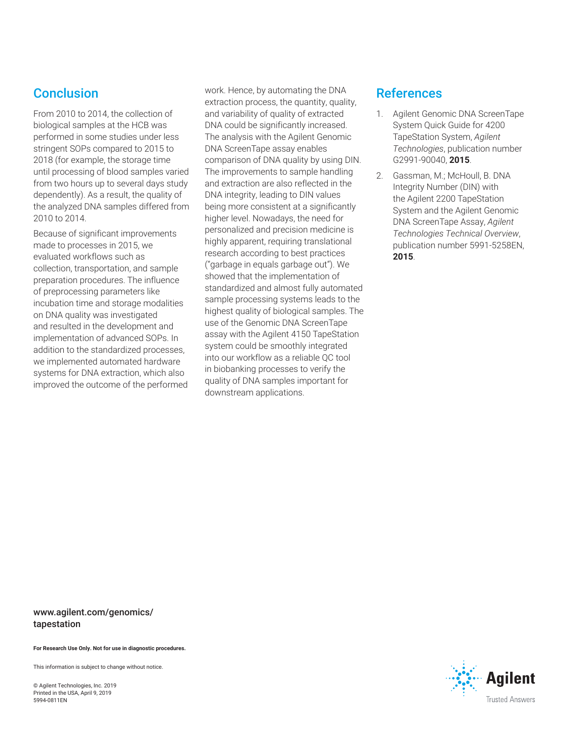## Conclusion

From 2010 to 2014, the collection of biological samples at the HCB was performed in some studies under less stringent SOPs compared to 2015 to 2018 (for example, the storage time until processing of blood samples varied from two hours up to several days study dependently). As a result, the quality of the analyzed DNA samples differed from 2010 to 2014.

Because of significant improvements made to processes in 2015, we evaluated workflows such as collection, transportation, and sample preparation procedures. The influence of preprocessing parameters like incubation time and storage modalities on DNA quality was investigated and resulted in the development and implementation of advanced SOPs. In addition to the standardized processes, we implemented automated hardware systems for DNA extraction, which also improved the outcome of the performed work. Hence, by automating the DNA extraction process, the quantity, quality, and variability of quality of extracted DNA could be significantly increased. The analysis with the Agilent Genomic DNA ScreenTape assay enables comparison of DNA quality by using DIN. The improvements to sample handling and extraction are also reflected in the DNA integrity, leading to DIN values being more consistent at a significantly higher level. Nowadays, the need for personalized and precision medicine is highly apparent, requiring translational research according to best practices ("garbage in equals garbage out"). We showed that the implementation of standardized and almost fully automated sample processing systems leads to the highest quality of biological samples. The use of the Genomic DNA ScreenTape assay with the Agilent 4150 TapeStation system could be smoothly integrated into our workflow as a reliable QC tool in biobanking processes to verify the quality of DNA samples important for downstream applications.

## References

1. Agilent Genomic DNA ScreenTape System Quick Guide for 4200 TapeStation System, *Agilent Technologies*, publication number G2991-90040, **2015**.
2. Gassman, M.; McHoull, B. DNA Integrity Number (DIN) with the Agilent 2200 TapeStation System and the Agilent Genomic DNA ScreenTape Assay, *Agilent Technologies Technical Overview*, publication number 5991-5258EN, **2015**.

www.agilent.com/genomics/tapestation

**For Research Use Only. Not for use in diagnostic procedures.**

This information is subject to change without notice.

© Agilent Technologies, Inc. 2019
Printed in the USA, April 9, 2019
5994-0811EN

Agilent
Trusted Answers